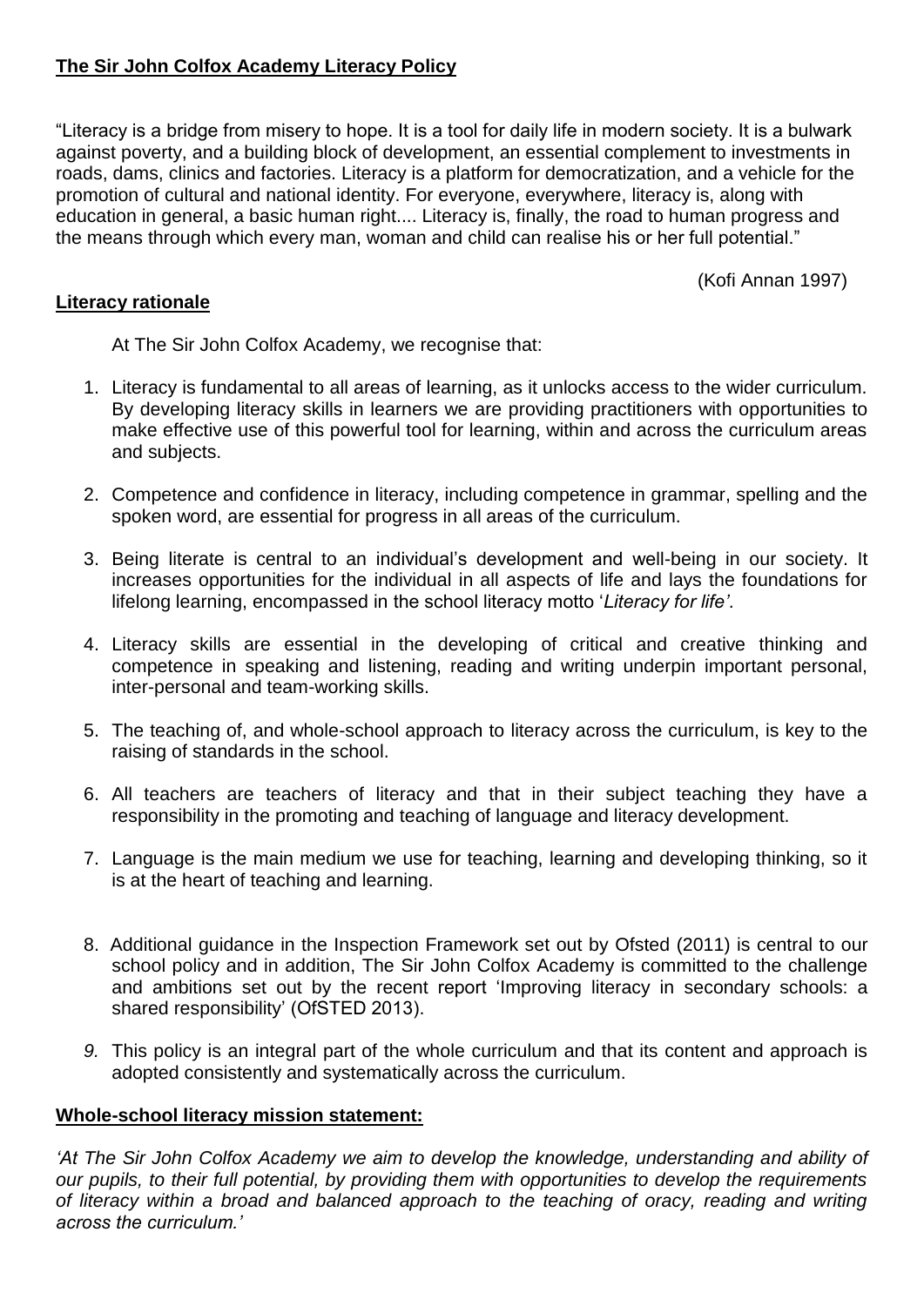**The Sir John Colfox Academy Literacy Policy**

"Literacy is a bridge from misery to hope. It is a tool for daily life in modern society. It is a bulwark against poverty, and a building block of development, an essential complement to investments in roads, dams, clinics and factories. Literacy is a platform for democratization, and a vehicle for the promotion of cultural and national identity. For everyone, everywhere, literacy is, along with education in general, a basic human right.... Literacy is, finally, the road to human progress and the means through which every man, woman and child can realise his or her full potential."

(Kofi Annan 1997)

**Literacy rationale**

At The Sir John Colfox Academy, we recognise that:

1. Literacy is fundamental to all areas of learning, as it unlocks access to the wider curriculum. By developing literacy skills in learners we are providing practitioners with opportunities to make effective use of this powerful tool for learning, within and across the curriculum areas and subjects.

2. Competence and confidence in literacy, including competence in grammar, spelling and the spoken word, are essential for progress in all areas of the curriculum.

3. Being literate is central to an individual's development and well-being in our society. It increases opportunities for the individual in all aspects of life and lays the foundations for lifelong learning, encompassed in the school literacy motto '*Literacy for life'*.

4. Literacy skills are essential in the developing of critical and creative thinking and competence in speaking and listening, reading and writing underpin important personal, inter-personal and team-working skills.

5. The teaching of, and whole-school approach to literacy across the curriculum, is key to the raising of standards in the school.

6. All teachers are teachers of literacy and that in their subject teaching they have a responsibility in the promoting and teaching of language and literacy development.

7. Language is the main medium we use for teaching, learning and developing thinking, so it is at the heart of teaching and learning.

8. Additional guidance in the Inspection Framework set out by Ofsted (2011) is central to our school policy and in addition, The Sir John Colfox Academy is committed to the challenge and ambitions set out by the recent report 'Improving literacy in secondary schools: a shared responsibility' (OfSTED 2013).

9. This policy is an integral part of the whole curriculum and that its content and approach is adopted consistently and systematically across the curriculum.

**Whole-school literacy mission statement:**

*'At The Sir John Colfox Academy we aim to develop the knowledge, understanding and ability of our pupils, to their full potential, by providing them with opportunities to develop the requirements of literacy within a broad and balanced approach to the teaching of oracy, reading and writing across the curriculum.'*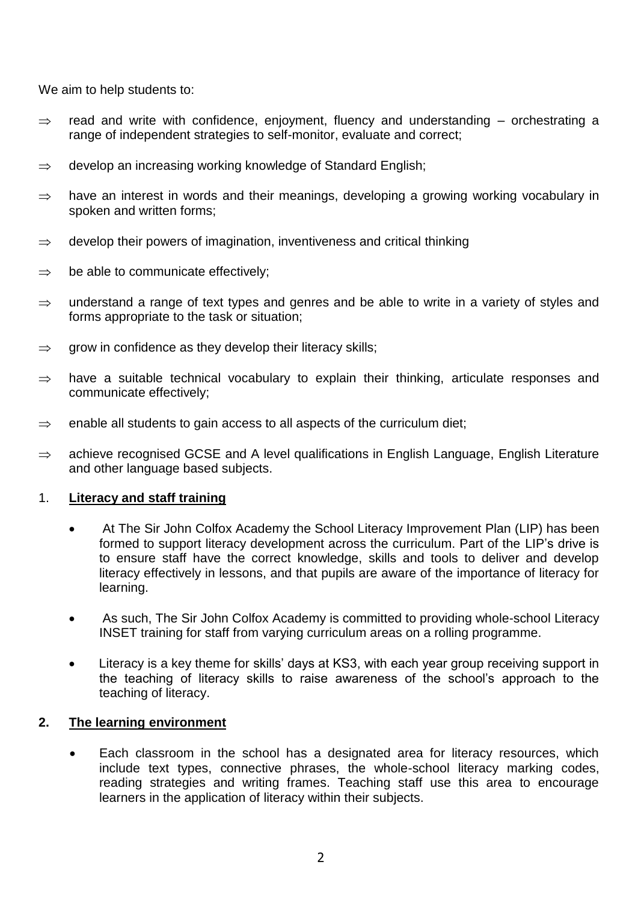We aim to help students to:

- ⇒ read and write with confidence, enjoyment, fluency and understanding – orchestrating a range of independent strategies to self-monitor, evaluate and correct;
- ⇒ develop an increasing working knowledge of Standard English;
- ⇒ have an interest in words and their meanings, developing a growing working vocabulary in spoken and written forms;
- ⇒ develop their powers of imagination, inventiveness and critical thinking
- ⇒ be able to communicate effectively;
- ⇒ understand a range of text types and genres and be able to write in a variety of styles and forms appropriate to the task or situation;
- ⇒ grow in confidence as they develop their literacy skills;
- ⇒ have a suitable technical vocabulary to explain their thinking, articulate responses and communicate effectively;
- ⇒ enable all students to gain access to all aspects of the curriculum diet;
- ⇒ achieve recognised GCSE and A level qualifications in English Language, English Literature and other language based subjects.

## 1. **<u>Literacy and staff training</u>**

- At The Sir John Colfox Academy the School Literacy Improvement Plan (LIP) has been formed to support literacy development across the curriculum. Part of the LIP's drive is to ensure staff have the correct knowledge, skills and tools to deliver and develop literacy effectively in lessons, and that pupils are aware of the importance of literacy for learning.
- As such, The Sir John Colfox Academy is committed to providing whole-school Literacy INSET training for staff from varying curriculum areas on a rolling programme.
- Literacy is a key theme for skills' days at KS3, with each year group receiving support in the teaching of literacy skills to raise awareness of the school's approach to the teaching of literacy.

## 2. **<u>The learning environment</u>**

- Each classroom in the school has a designated area for literacy resources, which include text types, connective phrases, the whole-school literacy marking codes, reading strategies and writing frames. Teaching staff use this area to encourage learners in the application of literacy within their subjects.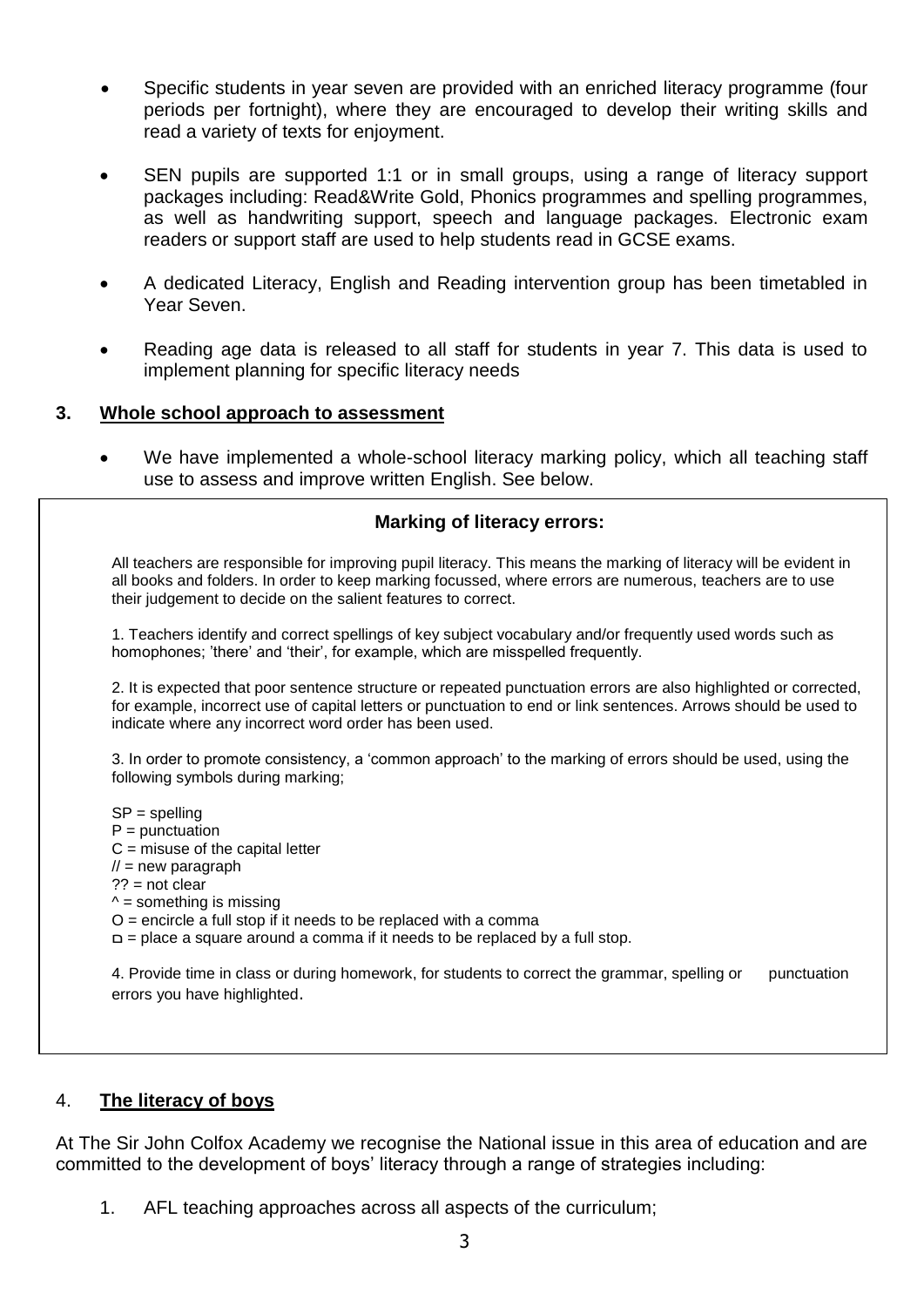- Specific students in year seven are provided with an enriched literacy programme (four periods per fortnight), where they are encouraged to develop their writing skills and read a variety of texts for enjoyment.

- SEN pupils are supported 1:1 or in small groups, using a range of literacy support packages including: Read&Write Gold, Phonics programmes and spelling programmes, as well as handwriting support, speech and language packages. Electronic exam readers or support staff are used to help students read in GCSE exams.

- A dedicated Literacy, English and Reading intervention group has been timetabled in Year Seven.

- Reading age data is released to all staff for students in year 7. This data is used to implement planning for specific literacy needs

## 3. <u>Whole school approach to assessment</u>

- We have implemented a whole-school literacy marking policy, which all teaching staff use to assess and improve written English. See below.

**Marking of literacy errors:**

All teachers are responsible for improving pupil literacy. This means the marking of literacy will be evident in all books and folders. In order to keep marking focussed, where errors are numerous, teachers are to use their judgement to decide on the salient features to correct.

1. Teachers identify and correct spellings of key subject vocabulary and/or frequently used words such as homophones; 'there' and 'their', for example, which are misspelled frequently.

2. It is expected that poor sentence structure or repeated punctuation errors are also highlighted or corrected, for example, incorrect use of capital letters or punctuation to end or link sentences. Arrows should be used to indicate where any incorrect word order has been used.

3. In order to promote consistency, a 'common approach' to the marking of errors should be used, using the following symbols during marking;

SP = spelling
P = punctuation
C = misuse of the capital letter
// = new paragraph
?? = not clear
^ = something is missing
O = encircle a full stop if it needs to be replaced with a comma
□ = place a square around a comma if it needs to be replaced by a full stop.

4. Provide time in class or during homework, for students to correct the grammar, spelling or punctuation errors you have highlighted.

## 4. <u>The literacy of boys</u>

At The Sir John Colfox Academy we recognise the National issue in this area of education and are committed to the development of boys' literacy through a range of strategies including:

1. AFL teaching approaches across all aspects of the curriculum;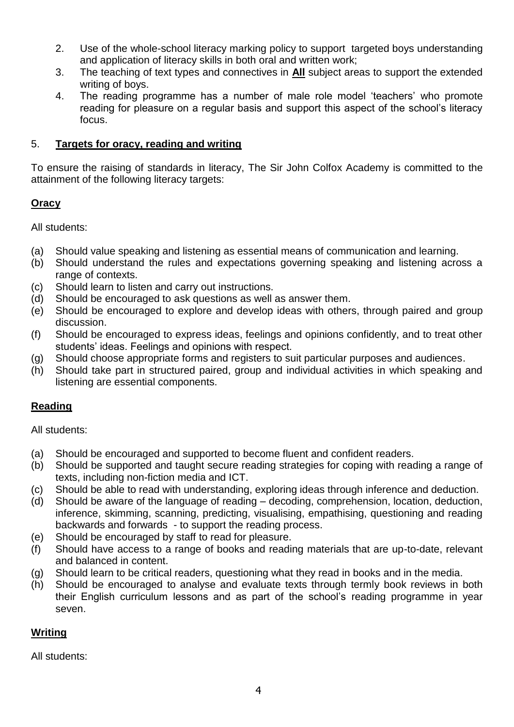2. Use of the whole-school literacy marking policy to support targeted boys understanding and application of literacy skills in both oral and written work;
3. The teaching of text types and connectives in **<u>All</u>** subject areas to support the extended writing of boys.
4. The reading programme has a number of male role model 'teachers' who promote reading for pleasure on a regular basis and support this aspect of the school's literacy focus.

## 5. **<u>Targets for oracy, reading and writing</u>**

To ensure the raising of standards in literacy, The Sir John Colfox Academy is committed to the attainment of the following literacy targets:

### **<u>Oracy</u>**

All students:

(a) Should value speaking and listening as essential means of communication and learning.
(b) Should understand the rules and expectations governing speaking and listening across a range of contexts.
(c) Should learn to listen and carry out instructions.
(d) Should be encouraged to ask questions as well as answer them.
(e) Should be encouraged to explore and develop ideas with others, through paired and group discussion.
(f) Should be encouraged to express ideas, feelings and opinions confidently, and to treat other students' ideas. Feelings and opinions with respect.
(g) Should choose appropriate forms and registers to suit particular purposes and audiences.
(h) Should take part in structured paired, group and individual activities in which speaking and listening are essential components.

### **<u>Reading</u>**

All students:

(a) Should be encouraged and supported to become fluent and confident readers.
(b) Should be supported and taught secure reading strategies for coping with reading a range of texts, including non-fiction media and ICT.
(c) Should be able to read with understanding, exploring ideas through inference and deduction.
(d) Should be aware of the language of reading – decoding, comprehension, location, deduction, inference, skimming, scanning, predicting, visualising, empathising, questioning and reading backwards and forwards - to support the reading process.
(e) Should be encouraged by staff to read for pleasure.
(f) Should have access to a range of books and reading materials that are up-to-date, relevant and balanced in content.
(g) Should learn to be critical readers, questioning what they read in books and in the media.
(h) Should be encouraged to analyse and evaluate texts through termly book reviews in both their English curriculum lessons and as part of the school's reading programme in year seven.

### **<u>Writing</u>**

All students: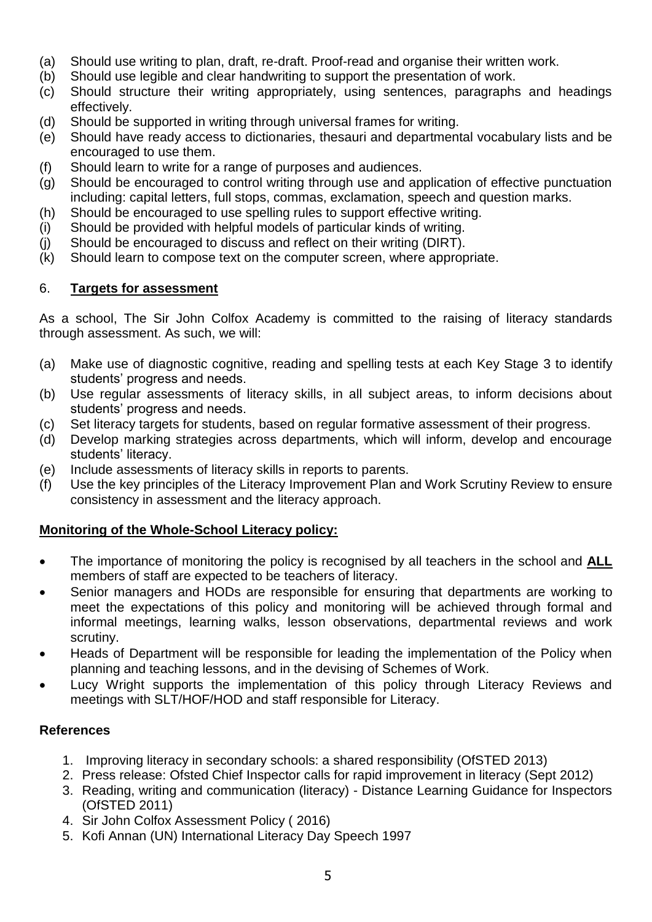(a) Should use writing to plan, draft, re-draft. Proof-read and organise their written work.
(b) Should use legible and clear handwriting to support the presentation of work.
(c) Should structure their writing appropriately, using sentences, paragraphs and headings effectively.
(d) Should be supported in writing through universal frames for writing.
(e) Should have ready access to dictionaries, thesauri and departmental vocabulary lists and be encouraged to use them.
(f) Should learn to write for a range of purposes and audiences.
(g) Should be encouraged to control writing through use and application of effective punctuation including: capital letters, full stops, commas, exclamation, speech and question marks.
(h) Should be encouraged to use spelling rules to support effective writing.
(i) Should be provided with helpful models of particular kinds of writing.
(j) Should be encouraged to discuss and reflect on their writing (DIRT).
(k) Should learn to compose text on the computer screen, where appropriate.

## 6. **Targets for assessment**

As a school, The Sir John Colfox Academy is committed to the raising of literacy standards through assessment. As such, we will:

(a) Make use of diagnostic cognitive, reading and spelling tests at each Key Stage 3 to identify students' progress and needs.
(b) Use regular assessments of literacy skills, in all subject areas, to inform decisions about students' progress and needs.
(c) Set literacy targets for students, based on regular formative assessment of their progress.
(d) Develop marking strategies across departments, which will inform, develop and encourage students' literacy.
(e) Include assessments of literacy skills in reports to parents.
(f) Use the key principles of the Literacy Improvement Plan and Work Scrutiny Review to ensure consistency in assessment and the literacy approach.

## **Monitoring of the Whole-School Literacy policy:**

- The importance of monitoring the policy is recognised by all teachers in the school and **ALL** members of staff are expected to be teachers of literacy.
- Senior managers and HODs are responsible for ensuring that departments are working to meet the expectations of this policy and monitoring will be achieved through formal and informal meetings, learning walks, lesson observations, departmental reviews and work scrutiny.
- Heads of Department will be responsible for leading the implementation of the Policy when planning and teaching lessons, and in the devising of Schemes of Work.
- Lucy Wright supports the implementation of this policy through Literacy Reviews and meetings with SLT/HOF/HOD and staff responsible for Literacy.

## **References**

1. Improving literacy in secondary schools: a shared responsibility (OfSTED 2013)
2. Press release: Ofsted Chief Inspector calls for rapid improvement in literacy (Sept 2012)
3. Reading, writing and communication (literacy) - Distance Learning Guidance for Inspectors (OfSTED 2011)
4. Sir John Colfox Assessment Policy ( 2016)
5. Kofi Annan (UN) International Literacy Day Speech 1997